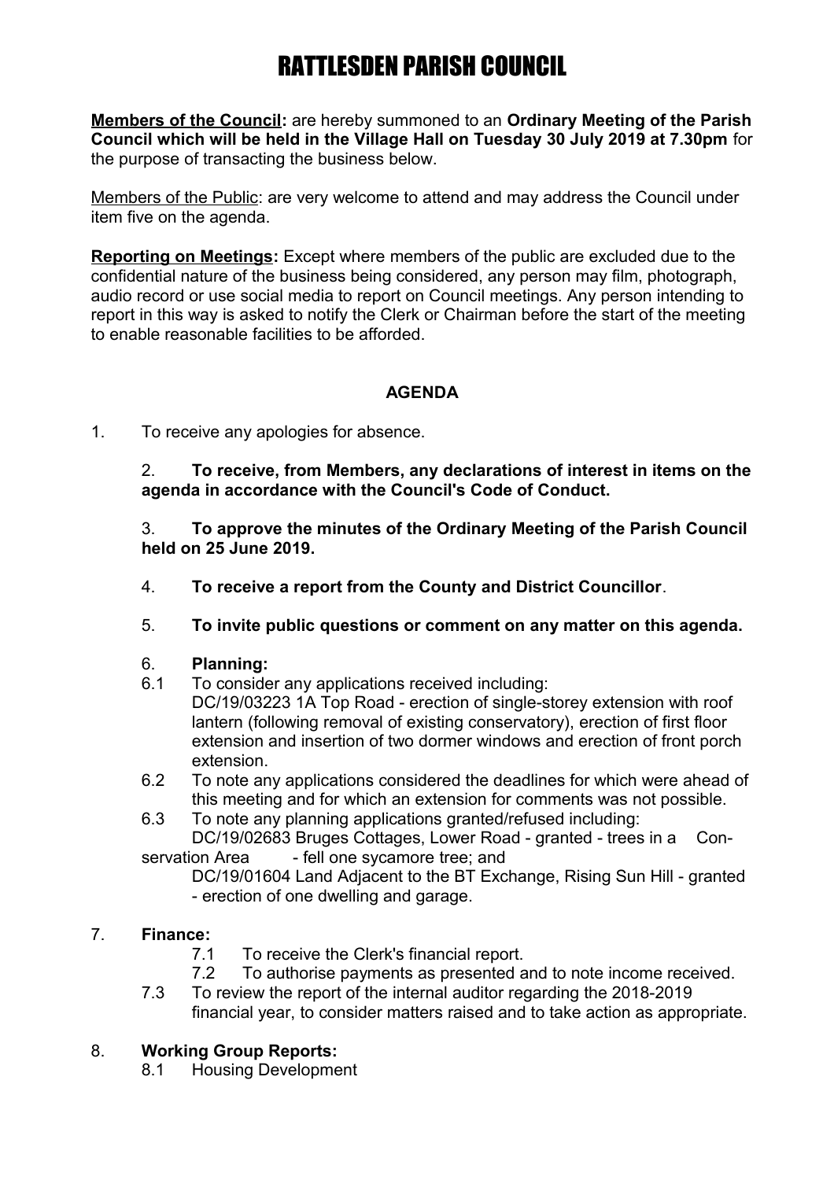# RATTLESDEN PARISH COUNCIL

**Members of the Council:** are hereby summoned to an **Ordinary Meeting of the Parish Council which will be held in the Village Hall on Tuesday 30 July 2019 at 7.30pm** for the purpose of transacting the business below.

Members of the Public: are very welcome to attend and may address the Council under item five on the agenda.

**Reporting on Meetings:** Except where members of the public are excluded due to the confidential nature of the business being considered, any person may film, photograph, audio record or use social media to report on Council meetings. Any person intending to report in this way is asked to notify the Clerk or Chairman before the start of the meeting to enable reasonable facilities to be afforded.

**AGENDA**

1. To receive any apologies for absence.

2. **To receive, from Members, any declarations of interest in items on the agenda in accordance with the Council's Code of Conduct.**

3. **To approve the minutes of the Ordinary Meeting of the Parish Council held on 25 June 2019.**

4. **To receive a report from the County and District Councillor**.

5. **To invite public questions or comment on any matter on this agenda.**

6. **Planning:**
   - 6.1 To consider any applications received including:
     DC/19/03223 1A Top Road - erection of single-storey extension with roof lantern (following removal of existing conservatory), erection of first floor extension and insertion of two dormer windows and erection of front porch extension.
   - 6.2 To note any applications considered the deadlines for which were ahead of this meeting and for which an extension for comments was not possible.
   - 6.3 To note any planning applications granted/refused including:
     DC/19/02683 Bruges Cottages, Lower Road - granted - trees in a Conservation Area - fell one sycamore tree; and
     DC/19/01604 Land Adjacent to the BT Exchange, Rising Sun Hill - granted - erection of one dwelling and garage.

7. **Finance:**
   - 7.1 To receive the Clerk's financial report.
   - 7.2 To authorise payments as presented and to note income received.
   - 7.3 To review the report of the internal auditor regarding the 2018-2019 financial year, to consider matters raised and to take action as appropriate.

8. **Working Group Reports:**
   - 8.1 Housing Development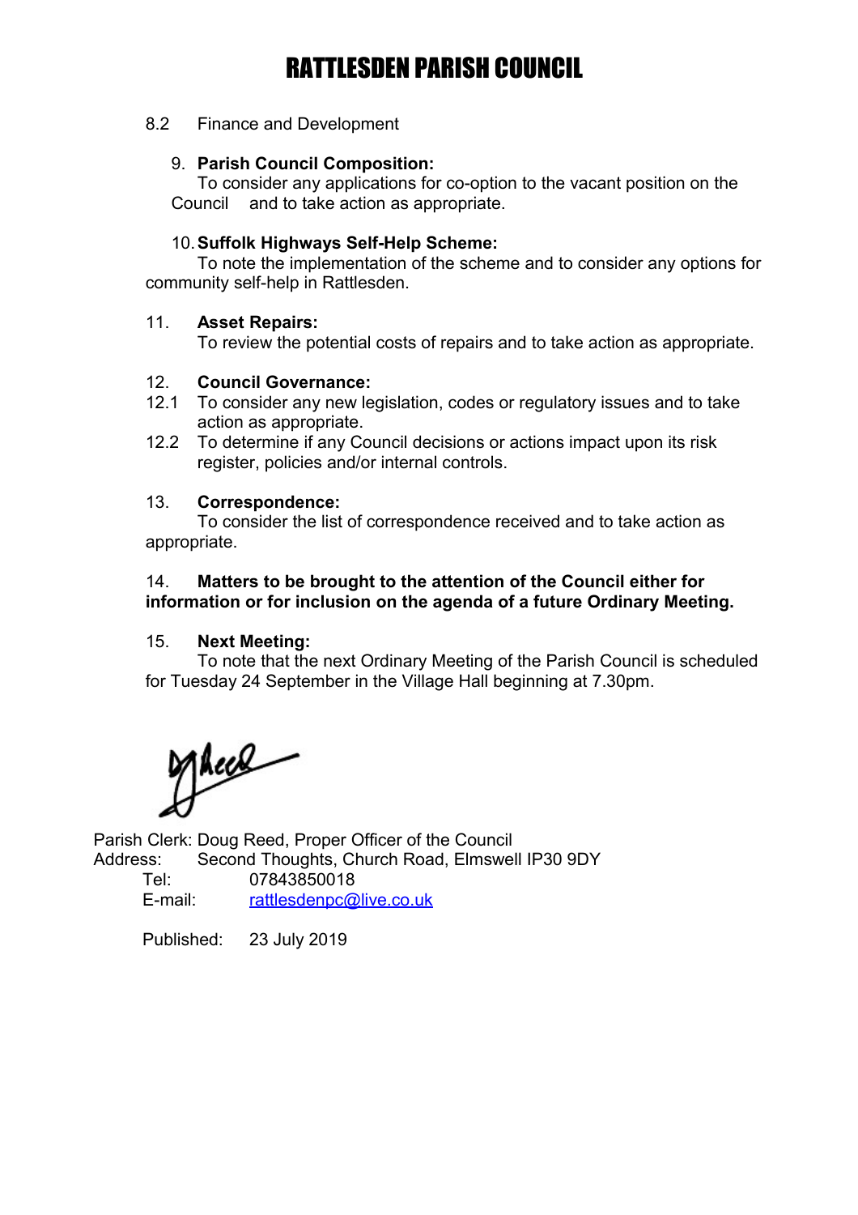8.2 Finance and Development

9. **Parish Council Composition:**
To consider any applications for co-option to the vacant position on the Council and to take action as appropriate.

10. **Suffolk Highways Self-Help Scheme:**
To note the implementation of the scheme and to consider any options for community self-help in Rattlesden.

11. **Asset Repairs:**
To review the potential costs of repairs and to take action as appropriate.

12. **Council Governance:**

12.1 To consider any new legislation, codes or regulatory issues and to take action as appropriate.

12.2 To determine if any Council decisions or actions impact upon its risk register, policies and/or internal controls.

13. **Correspondence:**
To consider the list of correspondence received and to take action as appropriate.

14. **Matters to be brought to the attention of the Council either for information or for inclusion on the agenda of a future Ordinary Meeting.**

15. **Next Meeting:**
To note that the next Ordinary Meeting of the Parish Council is scheduled for Tuesday 24 September in the Village Hall beginning at 7.30pm.

Parish Clerk: Doug Reed, Proper Officer of the Council
Address: Second Thoughts, Church Road, Elmswell IP30 9DY
Tel: 07843850018
E-mail: rattlesdenpc@live.co.uk

Published: 23 July 2019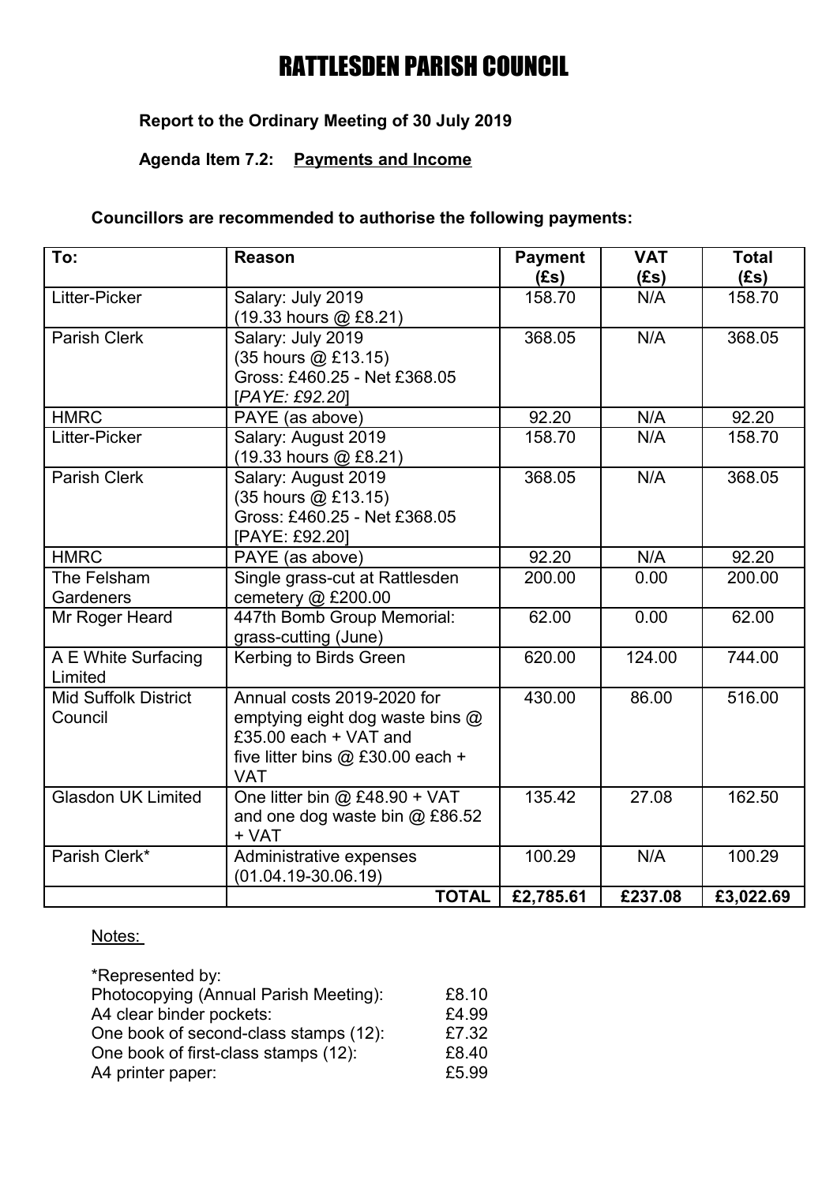# RATTLESDEN PARISH COUNCIL

**Report to the Ordinary Meeting of 30 July 2019**

**Agenda Item 7.2: Payments and Income**

**Councillors are recommended to authorise the following payments:**

| To: | Reason | Payment (£s) | VAT (£s) | Total (£s) |
|---|---|---|---|---|
| Litter-Picker | Salary: July 2019 (19.33 hours @ £8.21) | 158.70 | N/A | 158.70 |
| Parish Clerk | Salary: July 2019 (35 hours @ £13.15) Gross: £460.25 - Net £368.05 [*PAYE: £92.20*] | 368.05 | N/A | 368.05 |
| HMRC | PAYE (as above) | 92.20 | N/A | 92.20 |
| Litter-Picker | Salary: August 2019 (19.33 hours @ £8.21) | 158.70 | N/A | 158.70 |
| Parish Clerk | Salary: August 2019 (35 hours @ £13.15) Gross: £460.25 - Net £368.05 [PAYE: £92.20] | 368.05 | N/A | 368.05 |
| HMRC | PAYE (as above) | 92.20 | N/A | 92.20 |
| The Felsham Gardeners | Single grass-cut at Rattlesden cemetery @ £200.00 | 200.00 | 0.00 | 200.00 |
| Mr Roger Heard | 447th Bomb Group Memorial: grass-cutting (June) | 62.00 | 0.00 | 62.00 |
| A E White Surfacing Limited | Kerbing to Birds Green | 620.00 | 124.00 | 744.00 |
| Mid Suffolk District Council | Annual costs 2019-2020 for emptying eight dog waste bins @ £35.00 each + VAT and five litter bins @ £30.00 each + VAT | 430.00 | 86.00 | 516.00 |
| Glasdon UK Limited | One litter bin @ £48.90 + VAT and one dog waste bin @ £86.52 + VAT | 135.42 | 27.08 | 162.50 |
| Parish Clerk* | Administrative expenses (01.04.19-30.06.19) | 100.29 | N/A | 100.29 |
| | **TOTAL** | **£2,785.61** | **£237.08** | **£3,022.69** |

Notes:

*Represented by:

| | |
|---|---|
| Photocopying (Annual Parish Meeting): | £8.10 |
| A4 clear binder pockets: | £4.99 |
| One book of second-class stamps (12): | £7.32 |
| One book of first-class stamps (12): | £8.40 |
| A4 printer paper: | £5.99 |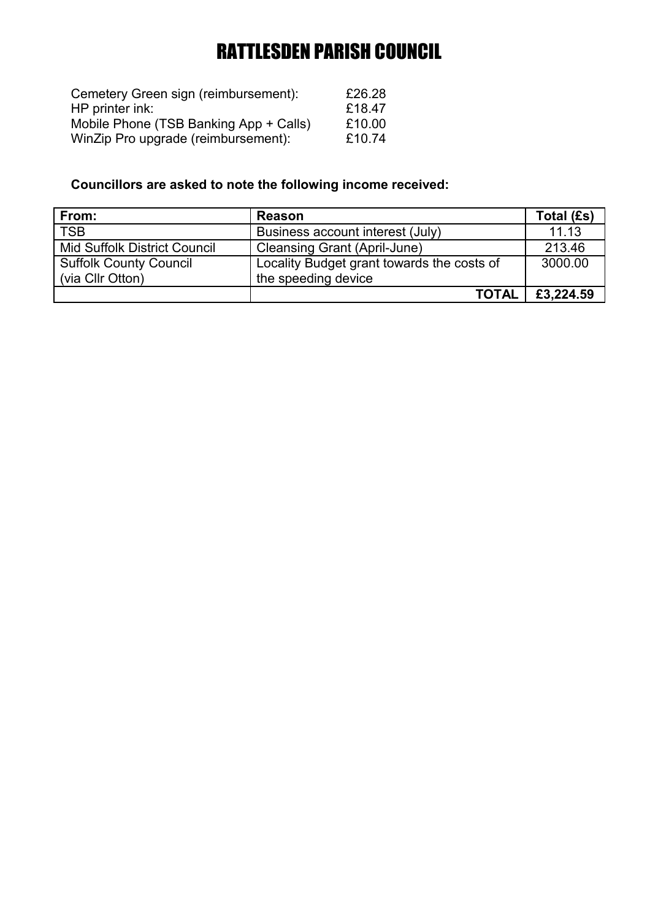# RATTLESDEN PARISH COUNCIL

| | |
|---|---|
| Cemetery Green sign (reimbursement): | £26.28 |
| HP printer ink: | £18.47 |
| Mobile Phone (TSB Banking App + Calls) | £10.00 |
| WinZip Pro upgrade (reimbursement): | £10.74 |

**Councillors are asked to note the following income received:**

| From: | Reason | Total (£s) |
|---|---|---|
| TSB | Business account interest (July) | 11.13 |
| Mid Suffolk District Council | Cleansing Grant (April-June) | 213.46 |
| Suffolk County Council (via Cllr Otton) | Locality Budget grant towards the costs of the speeding device | 3000.00 |
| | **TOTAL** | **£3,224.59** |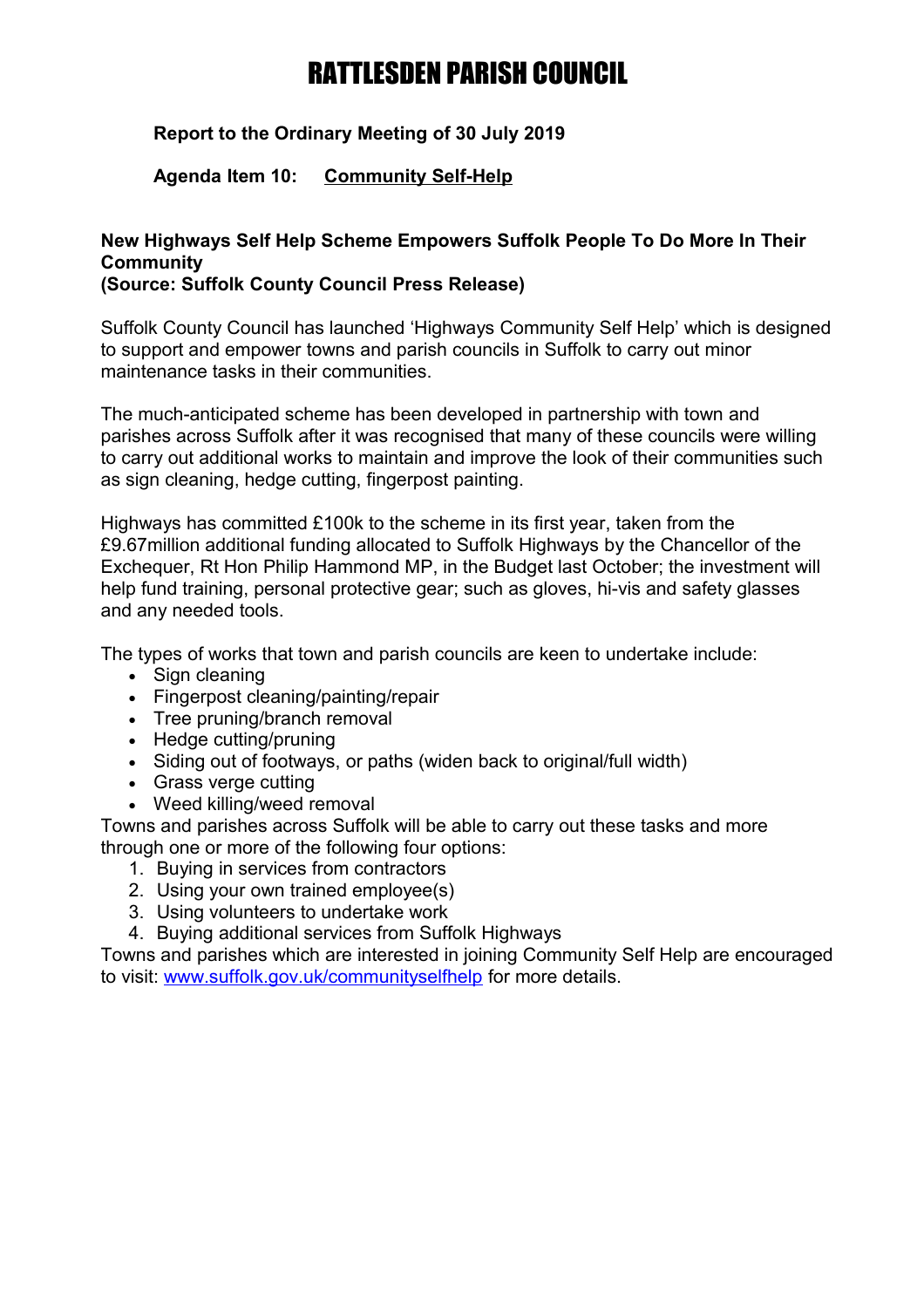# RATTLESDEN PARISH COUNCIL

**Report to the Ordinary Meeting of 30 July 2019**

**Agenda Item 10: Community Self-Help**

**New Highways Self Help Scheme Empowers Suffolk People To Do More In Their Community**
**(Source: Suffolk County Council Press Release)**

Suffolk County Council has launched 'Highways Community Self Help' which is designed to support and empower towns and parish councils in Suffolk to carry out minor maintenance tasks in their communities.

The much-anticipated scheme has been developed in partnership with town and parishes across Suffolk after it was recognised that many of these councils were willing to carry out additional works to maintain and improve the look of their communities such as sign cleaning, hedge cutting, fingerpost painting.

Highways has committed £100k to the scheme in its first year, taken from the £9.67million additional funding allocated to Suffolk Highways by the Chancellor of the Exchequer, Rt Hon Philip Hammond MP, in the Budget last October; the investment will help fund training, personal protective gear; such as gloves, hi-vis and safety glasses and any needed tools.

The types of works that town and parish councils are keen to undertake include:

- Sign cleaning
- Fingerpost cleaning/painting/repair
- Tree pruning/branch removal
- Hedge cutting/pruning
- Siding out of footways, or paths (widen back to original/full width)
- Grass verge cutting
- Weed killing/weed removal

Towns and parishes across Suffolk will be able to carry out these tasks and more through one or more of the following four options:

1. Buying in services from contractors
2. Using your own trained employee(s)
3. Using volunteers to undertake work
4. Buying additional services from Suffolk Highways

Towns and parishes which are interested in joining Community Self Help are encouraged to visit: [www.suffolk.gov.uk/communityselfhelp](http://www.suffolk.gov.uk/communityselfhelp) for more details.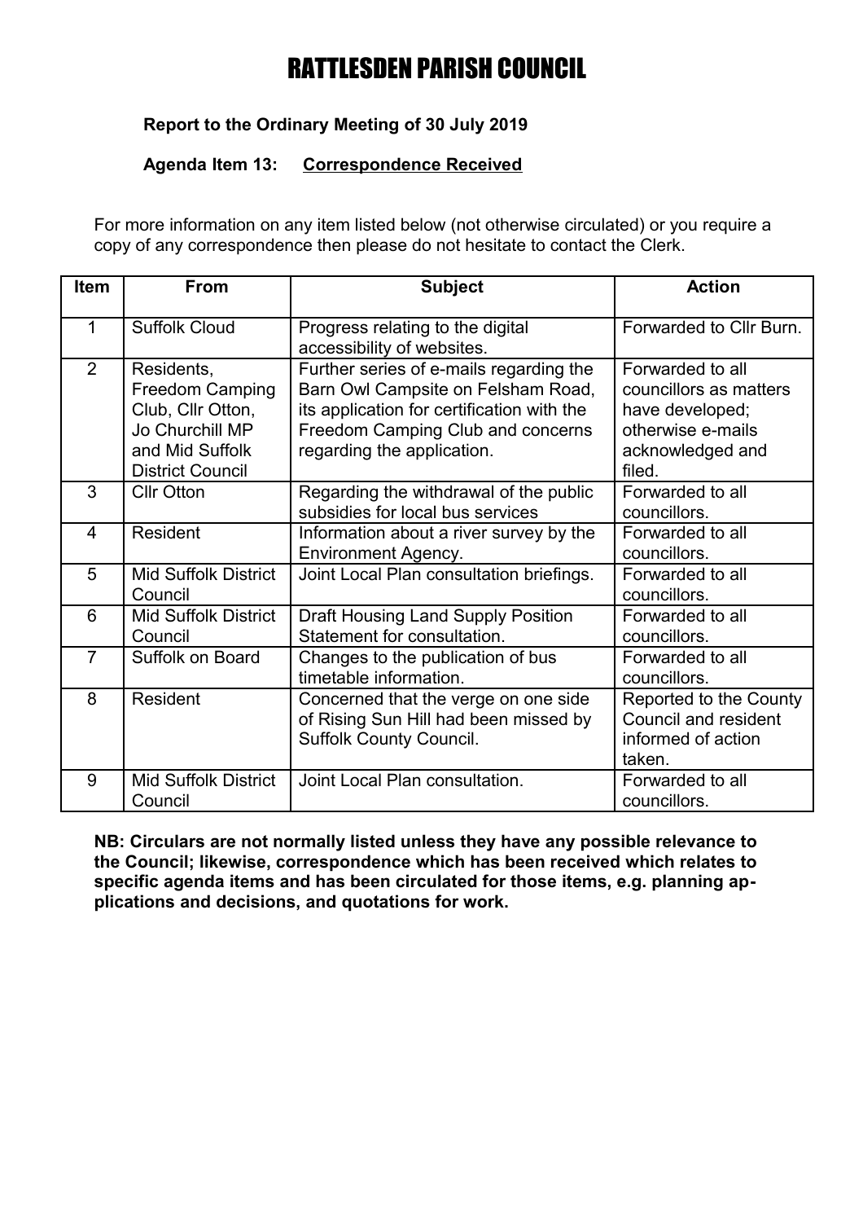# RATTLESDEN PARISH COUNCIL

**Report to the Ordinary Meeting of 30 July 2019**

**Agenda Item 13: Correspondence Received**

For more information on any item listed below (not otherwise circulated) or you require a copy of any correspondence then please do not hesitate to contact the Clerk.

| Item | From | Subject | Action |
|---|---|---|---|
| 1 | Suffolk Cloud | Progress relating to the digital accessibility of websites. | Forwarded to Cllr Burn. |
| 2 | Residents, Freedom Camping Club, Cllr Otton, Jo Churchill MP and Mid Suffolk District Council | Further series of e-mails regarding the Barn Owl Campsite on Felsham Road, its application for certification with the Freedom Camping Club and concerns regarding the application. | Forwarded to all councillors as matters have developed; otherwise e-mails acknowledged and filed. |
| 3 | Cllr Otton | Regarding the withdrawal of the public subsidies for local bus services | Forwarded to all councillors. |
| 4 | Resident | Information about a river survey by the Environment Agency. | Forwarded to all councillors. |
| 5 | Mid Suffolk District Council | Joint Local Plan consultation briefings. | Forwarded to all councillors. |
| 6 | Mid Suffolk District Council | Draft Housing Land Supply Position Statement for consultation. | Forwarded to all councillors. |
| 7 | Suffolk on Board | Changes to the publication of bus timetable information. | Forwarded to all councillors. |
| 8 | Resident | Concerned that the verge on one side of Rising Sun Hill had been missed by Suffolk County Council. | Reported to the County Council and resident informed of action taken. |
| 9 | Mid Suffolk District Council | Joint Local Plan consultation. | Forwarded to all councillors. |

**NB: Circulars are not normally listed unless they have any possible relevance to the Council; likewise, correspondence which has been received which relates to specific agenda items and has been circulated for those items, e.g. planning applications and decisions, and quotations for work.**